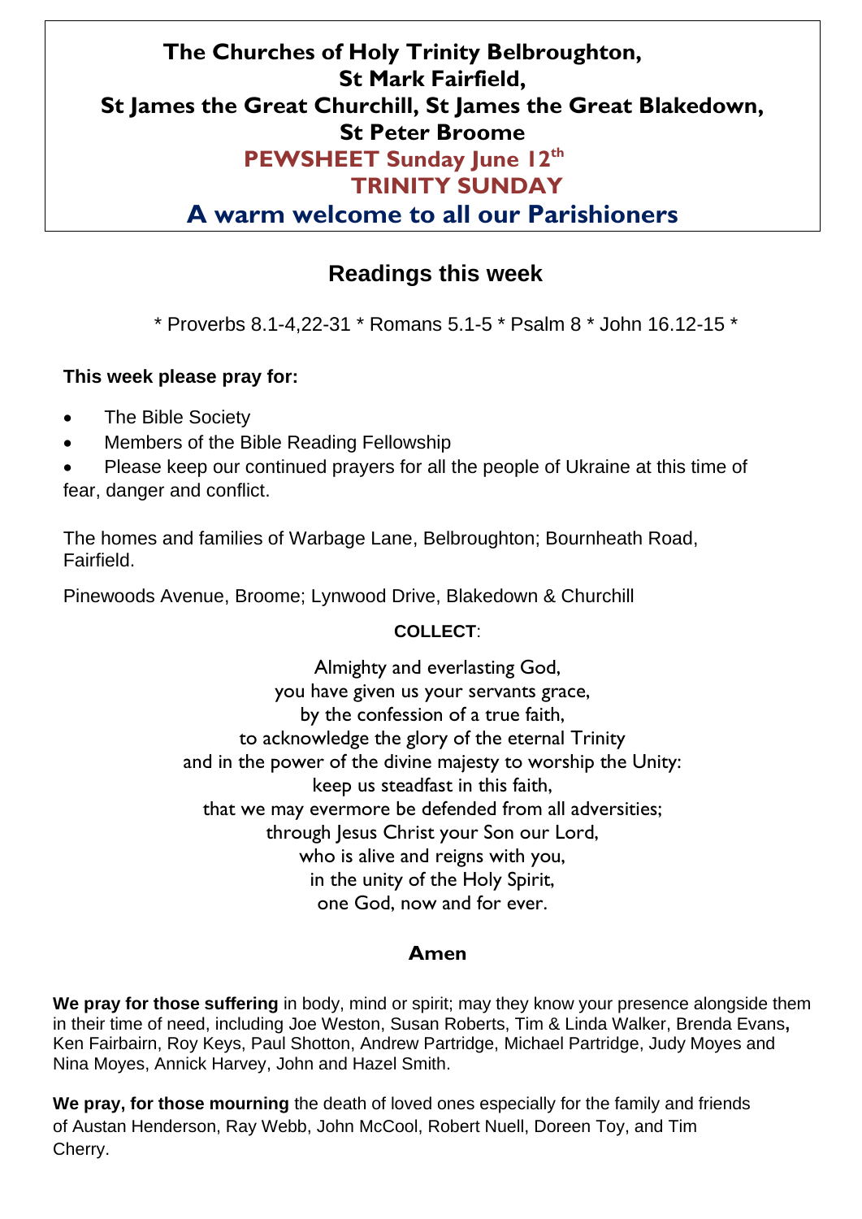# The Churches of Holy Trinity Belbroughton, St Mark Fairfield, St James the Great Churchill, St James the Great Blakedown, St Peter Broome

## PEWSHEET Sunday June 12th

## TRINITY SUNDAY

## A warm welcome to all our Parishioners

## Readings this week

\* Proverbs 8.1-4,22-31 \* Romans 5.1-5 \* Psalm 8 \* John 16.12-15 \*

**This week please pray for:**

- The Bible Society
- Members of the Bible Reading Fellowship
- Please keep our continued prayers for all the people of Ukraine at this time of fear, danger and conflict.

The homes and families of Warbage Lane, Belbroughton; Bournheath Road, Fairfield.

Pinewoods Avenue, Broome; Lynwood Drive, Blakedown & Churchill

**COLLECT**:

Almighty and everlasting God,
you have given us your servants grace,
by the confession of a true faith,
to acknowledge the glory of the eternal Trinity
and in the power of the divine majesty to worship the Unity:
keep us steadfast in this faith,
that we may evermore be defended from all adversities;
through Jesus Christ your Son our Lord,
who is alive and reigns with you,
in the unity of the Holy Spirit,
one God, now and for ever.

**Amen**

**We pray for those suffering** in body, mind or spirit; may they know your presence alongside them in their time of need, including Joe Weston, Susan Roberts, Tim & Linda Walker, Brenda Evans**,** Ken Fairbairn, Roy Keys, Paul Shotton, Andrew Partridge, Michael Partridge, Judy Moyes and Nina Moyes, Annick Harvey, John and Hazel Smith.

**We pray, for those mourning** the death of loved ones especially for the family and friends of Austan Henderson, Ray Webb, John McCool, Robert Nuell, Doreen Toy, and Tim Cherry.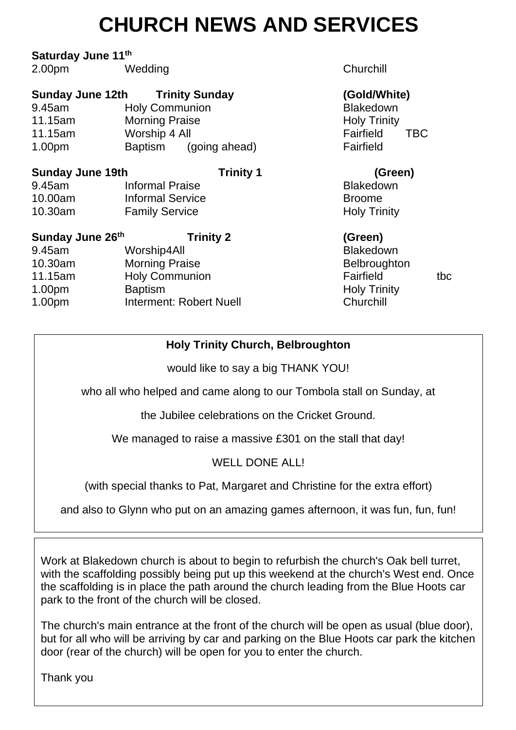# CHURCH NEWS AND SERVICES

**Saturday June 11th**

| | | |
|---|---|---|
| 2.00pm | Wedding | Churchill |

**Sunday June 12th Trinity Sunday (Gold/White)**

| | | |
|---|---|---|
| 9.45am | Holy Communion | Blakedown |
| 11.15am | Morning Praise | Holy Trinity |
| 11.15am | Worship 4 All | Fairfield TBC |
| 1.00pm | Baptism (going ahead) | Fairfield |

**Sunday June 19th Trinity 1 (Green)**

| | | |
|---|---|---|
| 9.45am | Informal Praise | Blakedown |
| 10.00am | Informal Service | Broome |
| 10.30am | Family Service | Holy Trinity |

**Sunday June 26th Trinity 2 (Green)**

| | | |
|---|---|---|
| 9.45am | Worship4All | Blakedown |
| 10.30am | Morning Praise | Belbroughton |
| 11.15am | Holy Communion | Fairfield tbc |
| 1.00pm | Baptism | Holy Trinity |
| 1.00pm | Interment: Robert Nuell | Churchill |

---

**Holy Trinity Church, Belbroughton**

would like to say a big THANK YOU!

who all who helped and came along to our Tombola stall on Sunday, at

the Jubilee celebrations on the Cricket Ground.

We managed to raise a massive £301 on the stall that day!

WELL DONE ALL!

(with special thanks to Pat, Margaret and Christine for the extra effort)

and also to Glynn who put on an amazing games afternoon, it was fun, fun, fun!

---

Work at Blakedown church is about to begin to refurbish the church's Oak bell turret, with the scaffolding possibly being put up this weekend at the church's West end. Once the scaffolding is in place the path around the church leading from the Blue Hoots car park to the front of the church will be closed.

The church's main entrance at the front of the church will be open as usual (blue door), but for all who will be arriving by car and parking on the Blue Hoots car park the kitchen door (rear of the church) will be open for you to enter the church.

Thank you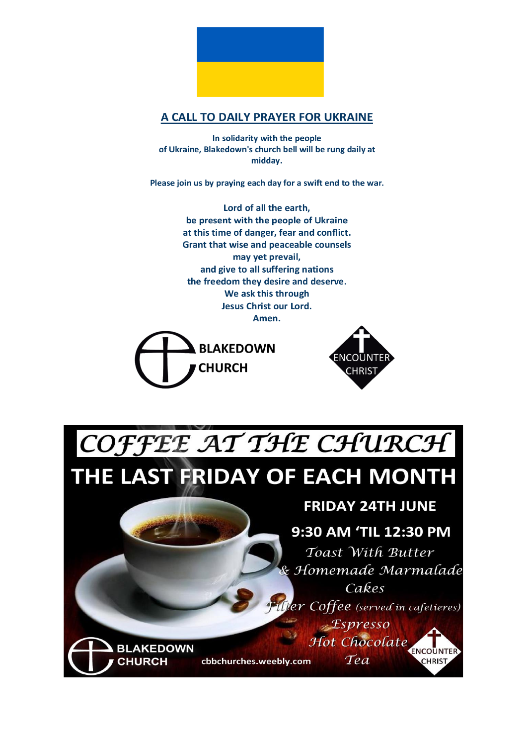## A CALL TO DAILY PRAYER FOR UKRAINE

**In solidarity with the people of Ukraine, Blakedown's church bell will be rung daily at midday.**

**Please join us by praying each day for a swift end to the war.**

**Lord of all the earth,**
**be present with the people of Ukraine**
**at this time of danger, fear and conflict.**
**Grant that wise and peaceable counsels**
**may yet prevail,**
**and give to all suffering nations**
**the freedom they desire and deserve.**
**We ask this through**
**Jesus Christ our Lord.**
**Amen.**

BLAKEDOWN CHURCH

ENCOUNTER CHRIST

# COFFEE AT THE CHURCH

## THE LAST FRIDAY OF EACH MONTH

**FRIDAY 24TH JUNE**

**9:30 AM 'TIL 12:30 PM**

*Toast With Butter*
*& Homemade Marmalade*
*Cakes*
*Filter Coffee (served in cafetieres)*
*Espresso*
*Hot Chocolate*
*Tea*

BLAKEDOWN CHURCH

cbbchurches.weebly.com

ENCOUNTER CHRIST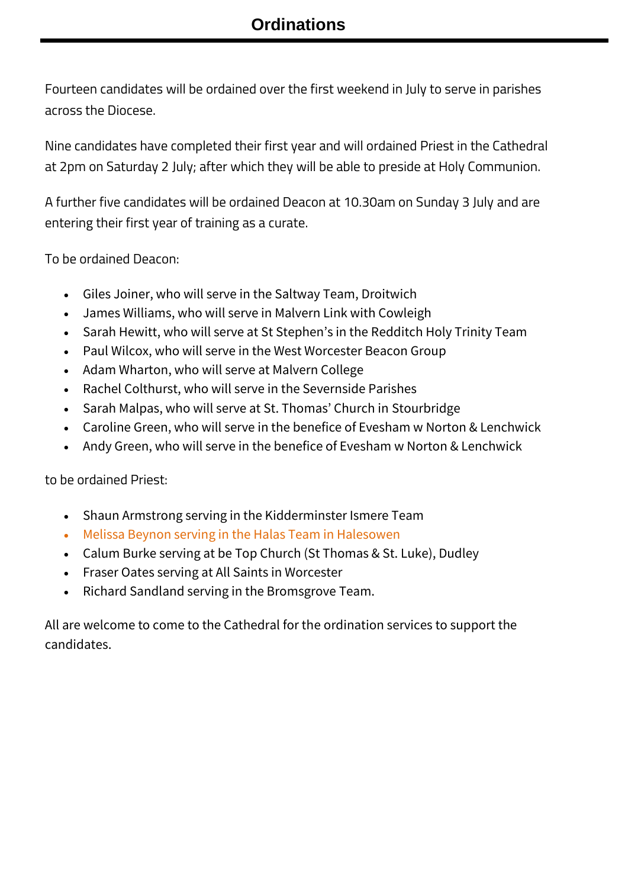# Ordinations

Fourteen candidates will be ordained over the first weekend in July to serve in parishes across the Diocese.

Nine candidates have completed their first year and will ordained Priest in the Cathedral at 2pm on Saturday 2 July; after which they will be able to preside at Holy Communion.

A further five candidates will be ordained Deacon at 10.30am on Sunday 3 July and are entering their first year of training as a curate.

To be ordained Deacon:

- Giles Joiner, who will serve in the Saltway Team, Droitwich
- James Williams, who will serve in Malvern Link with Cowleigh
- Sarah Hewitt, who will serve at St Stephen's in the Redditch Holy Trinity Team
- Paul Wilcox, who will serve in the West Worcester Beacon Group
- Adam Wharton, who will serve at Malvern College
- Rachel Colthurst, who will serve in the Severnside Parishes
- Sarah Malpas, who will serve at St. Thomas' Church in Stourbridge
- Caroline Green, who will serve in the benefice of Evesham w Norton & Lenchwick
- Andy Green, who will serve in the benefice of Evesham w Norton & Lenchwick

to be ordained Priest:

- Shaun Armstrong serving in the Kidderminster Ismere Team
- Melissa Beynon serving in the Halas Team in Halesowen
- Calum Burke serving at be Top Church (St Thomas & St. Luke), Dudley
- Fraser Oates serving at All Saints in Worcester
- Richard Sandland serving in the Bromsgrove Team.

All are welcome to come to the Cathedral for the ordination services to support the candidates.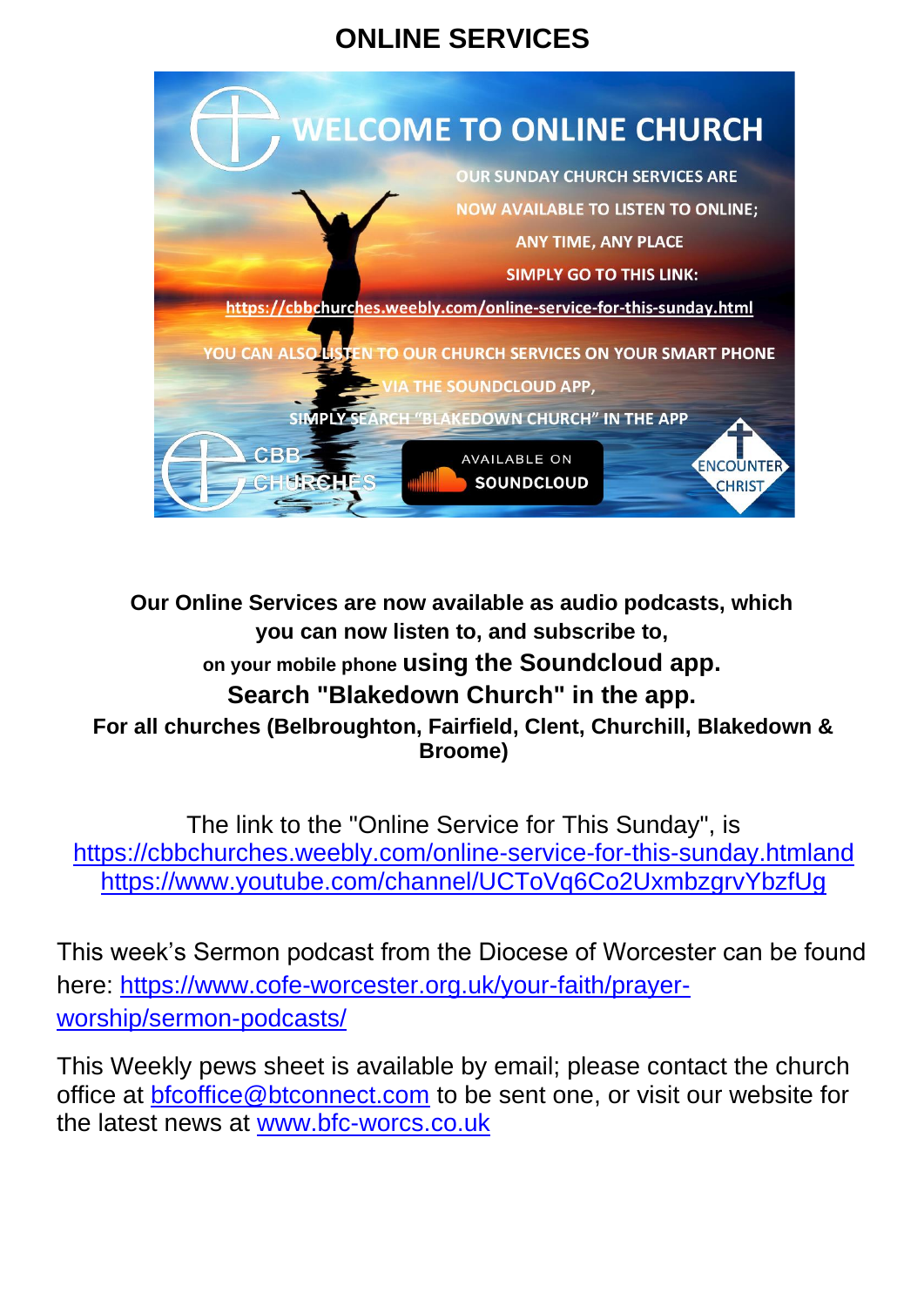# ONLINE SERVICES

WELCOME TO ONLINE CHURCH

OUR SUNDAY CHURCH SERVICES ARE NOW AVAILABLE TO LISTEN TO ONLINE; ANY TIME, ANY PLACE

SIMPLY GO TO THIS LINK:

https://cbbchurches.weebly.com/online-service-for-this-sunday.html

YOU CAN ALSO LISTEN TO OUR CHURCH SERVICES ON YOUR SMART PHONE VIA THE SOUNDCLOUD APP,

SIMPLY SEARCH "BLAKEDOWN CHURCH" IN THE APP

CBB CHURCHES

AVAILABLE ON SOUNDCLOUD

ENCOUNTER CHRIST

**Our Online Services are now available as audio podcasts, which you can now listen to, and subscribe to, on your mobile phone using the Soundcloud app.**

**Search "Blakedown Church" in the app.**

**For all churches (Belbroughton, Fairfield, Clent, Churchill, Blakedown & Broome)**

The link to the "Online Service for This Sunday", is https://cbbchurches.weebly.com/online-service-for-this-sunday.htmland https://www.youtube.com/channel/UCToVq6Co2UxmbzgrvYbzfUg

This week's Sermon podcast from the Diocese of Worcester can be found here: https://www.cofe-worcester.org.uk/your-faith/prayer-worship/sermon-podcasts/

This Weekly pews sheet is available by email; please contact the church office at bfcoffice@btconnect.com to be sent one, or visit our website for the latest news at www.bfc-worcs.co.uk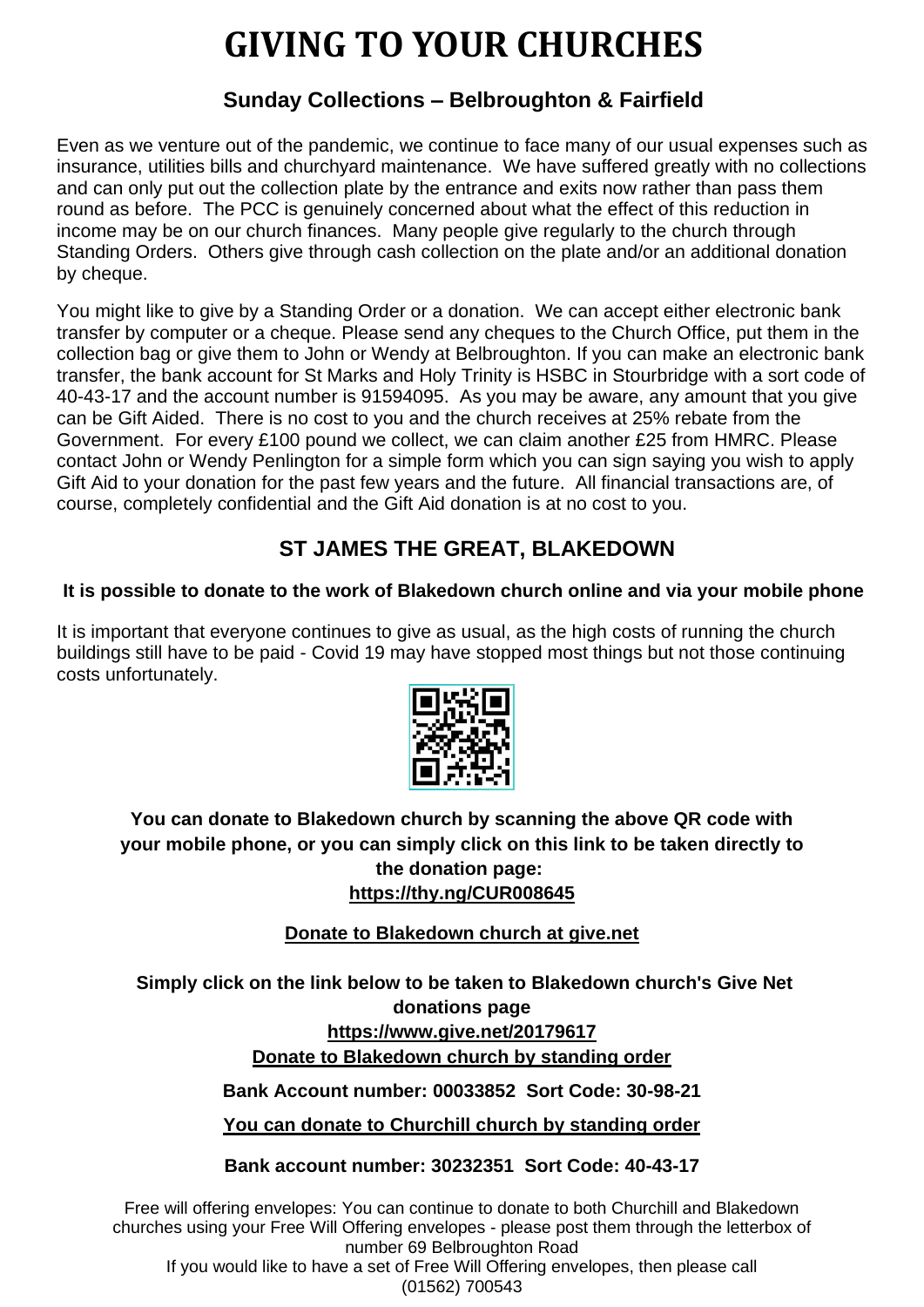# GIVING TO YOUR CHURCHES

### Sunday Collections – Belbroughton & Fairfield

Even as we venture out of the pandemic, we continue to face many of our usual expenses such as insurance, utilities bills and churchyard maintenance. We have suffered greatly with no collections and can only put out the collection plate by the entrance and exits now rather than pass them round as before. The PCC is genuinely concerned about what the effect of this reduction in income may be on our church finances. Many people give regularly to the church through Standing Orders. Others give through cash collection on the plate and/or an additional donation by cheque.

You might like to give by a Standing Order or a donation. We can accept either electronic bank transfer by computer or a cheque. Please send any cheques to the Church Office, put them in the collection bag or give them to John or Wendy at Belbroughton. If you can make an electronic bank transfer, the bank account for St Marks and Holy Trinity is HSBC in Stourbridge with a sort code of 40-43-17 and the account number is 91594095. As you may be aware, any amount that you give can be Gift Aided. There is no cost to you and the church receives at 25% rebate from the Government. For every £100 pound we collect, we can claim another £25 from HMRC. Please contact John or Wendy Penlington for a simple form which you can sign saying you wish to apply Gift Aid to your donation for the past few years and the future. All financial transactions are, of course, completely confidential and the Gift Aid donation is at no cost to you.

### ST JAMES THE GREAT, BLAKEDOWN

**It is possible to donate to the work of Blakedown church online and via your mobile phone**

It is important that everyone continues to give as usual, as the high costs of running the church buildings still have to be paid - Covid 19 may have stopped most things but not those continuing costs unfortunately.

**You can donate to Blakedown church by scanning the above QR code with your mobile phone, or you can simply click on this link to be taken directly to the donation page:**
**https://thy.ng/CUR008645**

**Donate to Blakedown church at give.net**

**Simply click on the link below to be taken to Blakedown church's Give Net donations page**
**https://www.give.net/20179617**

**Donate to Blakedown church by standing order**

**Bank Account number: 00033852 Sort Code: 30-98-21**

**You can donate to Churchill church by standing order**

**Bank account number: 30232351 Sort Code: 40-43-17**

Free will offering envelopes: You can continue to donate to both Churchill and Blakedown churches using your Free Will Offering envelopes - please post them through the letterbox of number 69 Belbroughton Road
If you would like to have a set of Free Will Offering envelopes, then please call (01562) 700543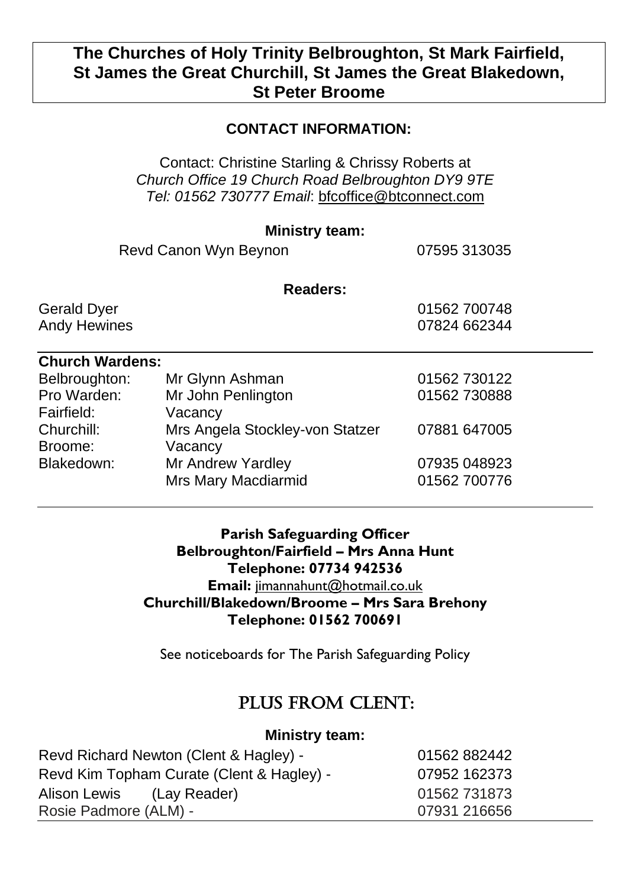## The Churches of Holy Trinity Belbroughton, St Mark Fairfield, St James the Great Churchill, St James the Great Blakedown, St Peter Broome

**CONTACT INFORMATION:**

Contact: Christine Starling & Chrissy Roberts at
*Church Office 19 Church Road Belbroughton DY9 9TE*
*Tel: 01562 730777 Email*: bfcoffice@btconnect.com

**Ministry team:**

Revd Canon Wyn Beynon 07595 313035

**Readers:**

| | |
|---|---|
| Gerald Dyer | 01562 700748 |
| Andy Hewines | 07824 662344 |

**Church Wardens:**

| | | |
|---|---|---|
| Belbroughton: | Mr Glynn Ashman | 01562 730122 |
| Pro Warden: | Mr John Penlington | 01562 730888 |
| Fairfield: | Vacancy | |
| Churchill: | Mrs Angela Stockley-von Statzer | 07881 647005 |
| Broome: | Vacancy | |
| Blakedown: | Mr Andrew Yardley | 07935 048923 |
| | Mrs Mary Macdiarmid | 01562 700776 |

**Parish Safeguarding Officer**
**Belbroughton/Fairfield – Mrs Anna Hunt**
**Telephone: 07734 942536**
**Email:** jimannahunt@hotmail.co.uk
**Churchill/Blakedown/Broome – Mrs Sara Brehony**
**Telephone: 01562 700691**

See noticeboards for The Parish Safeguarding Policy

## PLUS FROM CLENT:

**Ministry team:**

| | |
|---|---|
| Revd Richard Newton (Clent & Hagley) - | 01562 882442 |
| Revd Kim Topham Curate (Clent & Hagley) - | 07952 162373 |
| Alison Lewis (Lay Reader) | 01562 731873 |
| Rosie Padmore (ALM) - | 07931 216656 |